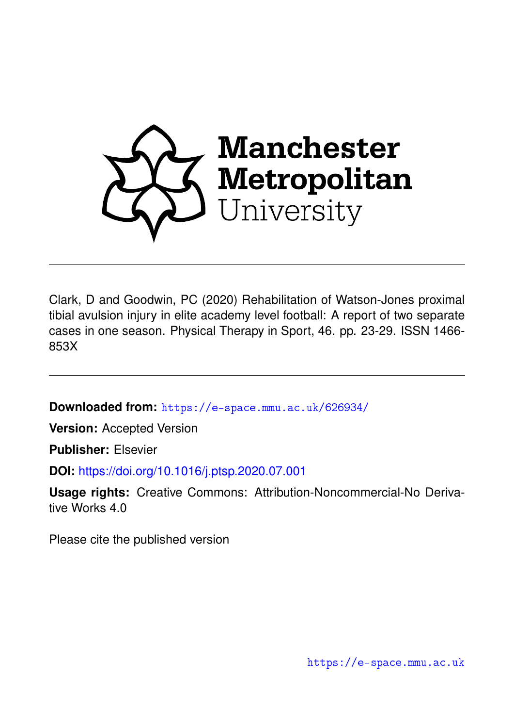Manchester Metropolitan University

---

Clark, D and Goodwin, PC (2020) Rehabilitation of Watson-Jones proximal tibial avulsion injury in elite academy level football: A report of two separate cases in one season. Physical Therapy in Sport, 46. pp. 23-29. ISSN 1466-853X

---

**Downloaded from:** https://e-space.mmu.ac.uk/626934/

**Version:** Accepted Version

**Publisher:** Elsevier

**DOI:** https://doi.org/10.1016/j.ptsp.2020.07.001

**Usage rights:** Creative Commons: Attribution-Noncommercial-No Derivative Works 4.0

Please cite the published version

https://e-space.mmu.ac.uk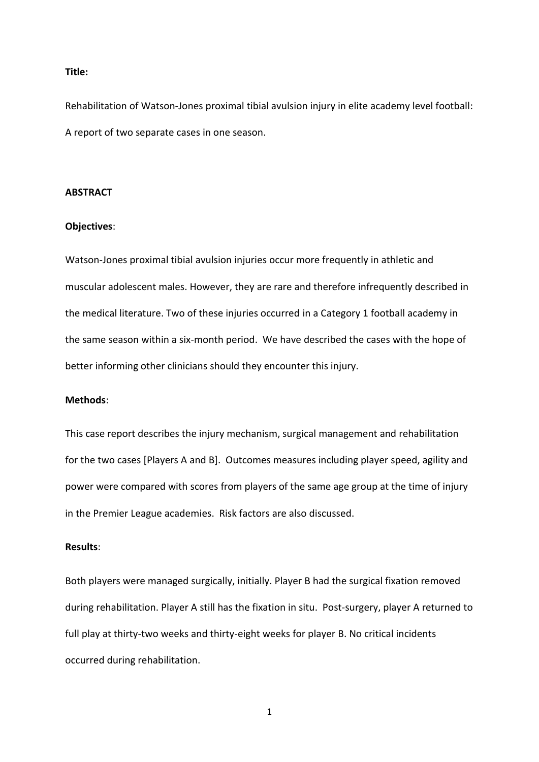**Title:**

Rehabilitation of Watson-Jones proximal tibial avulsion injury in elite academy level football: A report of two separate cases in one season.

**ABSTRACT**

**Objectives**:

Watson-Jones proximal tibial avulsion injuries occur more frequently in athletic and muscular adolescent males. However, they are rare and therefore infrequently described in the medical literature. Two of these injuries occurred in a Category 1 football academy in the same season within a six-month period. We have described the cases with the hope of better informing other clinicians should they encounter this injury.

**Methods**:

This case report describes the injury mechanism, surgical management and rehabilitation for the two cases [Players A and B]. Outcomes measures including player speed, agility and power were compared with scores from players of the same age group at the time of injury in the Premier League academies. Risk factors are also discussed.

**Results**:

Both players were managed surgically, initially. Player B had the surgical fixation removed during rehabilitation. Player A still has the fixation in situ. Post-surgery, player A returned to full play at thirty-two weeks and thirty-eight weeks for player B. No critical incidents occurred during rehabilitation.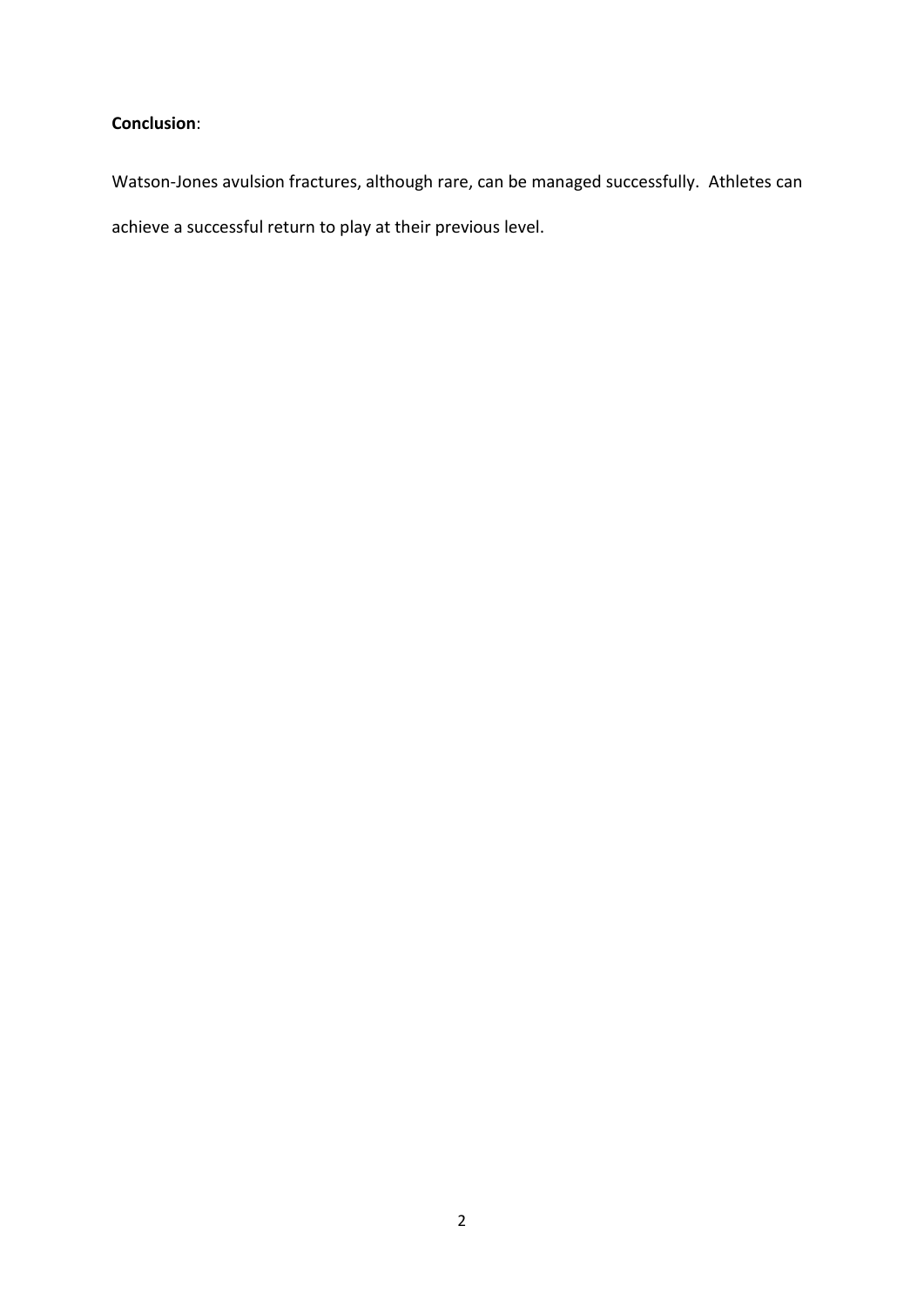**Conclusion**:

Watson-Jones avulsion fractures, although rare, can be managed successfully. Athletes can achieve a successful return to play at their previous level.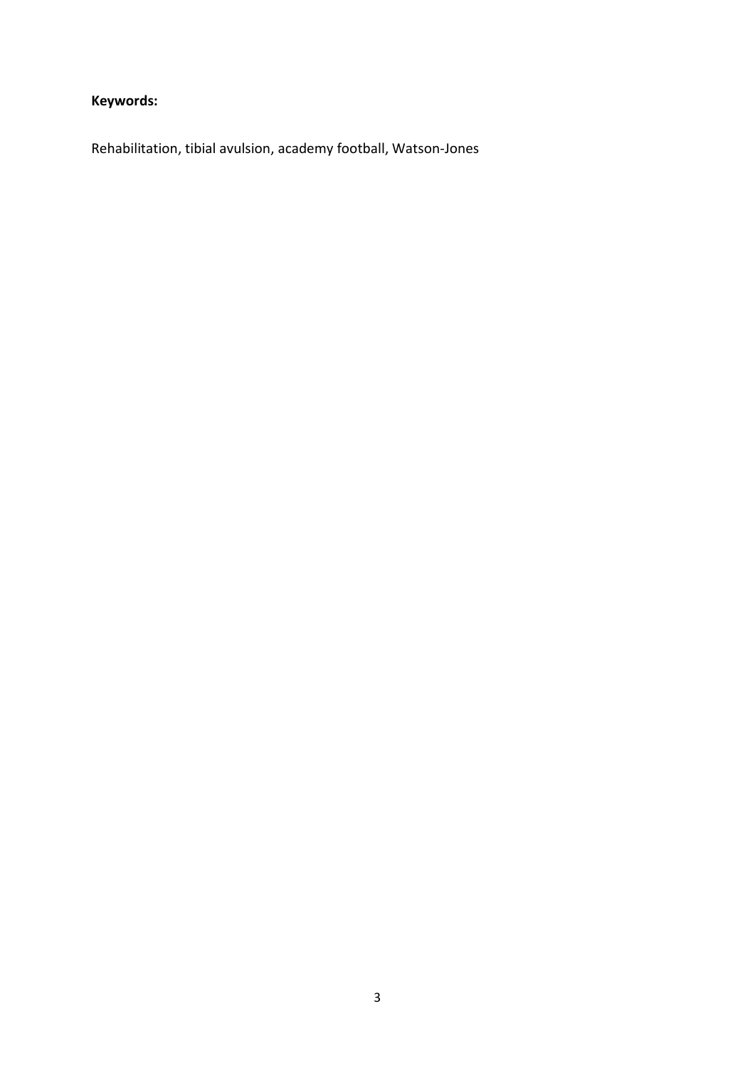**Keywords:**

Rehabilitation, tibial avulsion, academy football, Watson-Jones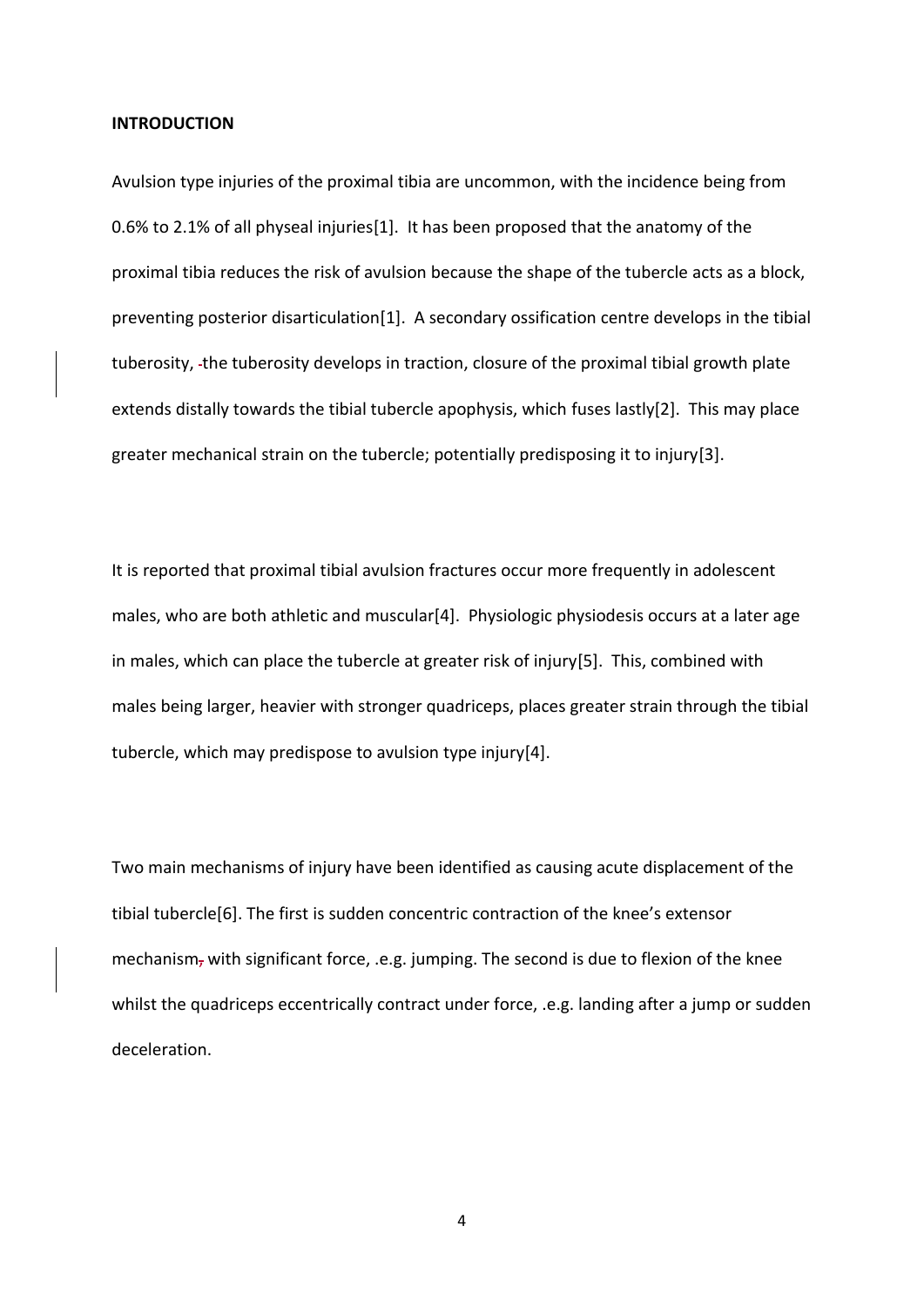**INTRODUCTION**

Avulsion type injuries of the proximal tibia are uncommon, with the incidence being from 0.6% to 2.1% of all physeal injuries[1]. It has been proposed that the anatomy of the proximal tibia reduces the risk of avulsion because the shape of the tubercle acts as a block, preventing posterior disarticulation[1]. A secondary ossification centre develops in the tibial tuberosity, the tuberosity develops in traction, closure of the proximal tibial growth plate extends distally towards the tibial tubercle apophysis, which fuses lastly[2]. This may place greater mechanical strain on the tubercle; potentially predisposing it to injury[3].

It is reported that proximal tibial avulsion fractures occur more frequently in adolescent males, who are both athletic and muscular[4]. Physiologic physiodesis occurs at a later age in males, which can place the tubercle at greater risk of injury[5]. This, combined with males being larger, heavier with stronger quadriceps, places greater strain through the tibial tubercle, which may predispose to avulsion type injury[4].

Two main mechanisms of injury have been identified as causing acute displacement of the tibial tubercle[6]. The first is sudden concentric contraction of the knee's extensor mechanism with significant force, .e.g. jumping. The second is due to flexion of the knee whilst the quadriceps eccentrically contract under force, .e.g. landing after a jump or sudden deceleration.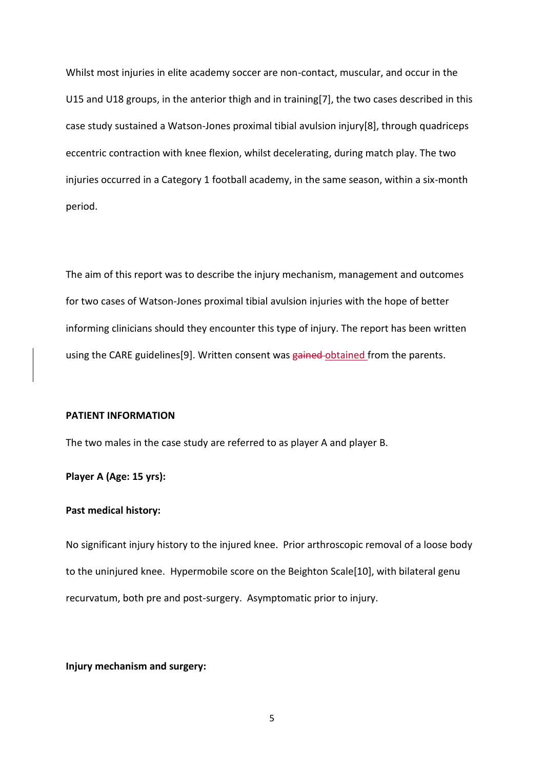Whilst most injuries in elite academy soccer are non-contact, muscular, and occur in the U15 and U18 groups, in the anterior thigh and in training[7], the two cases described in this case study sustained a Watson-Jones proximal tibial avulsion injury[8], through quadriceps eccentric contraction with knee flexion, whilst decelerating, during match play. The two injuries occurred in a Category 1 football academy, in the same season, within a six-month period.

The aim of this report was to describe the injury mechanism, management and outcomes for two cases of Watson-Jones proximal tibial avulsion injuries with the hope of better informing clinicians should they encounter this type of injury. The report has been written using the CARE guidelines[9]. Written consent was ~~gained~~ obtained from the parents.

**PATIENT INFORMATION**

The two males in the case study are referred to as player A and player B.

**Player A (Age: 15 yrs):**

**Past medical history:**

No significant injury history to the injured knee. Prior arthroscopic removal of a loose body to the uninjured knee. Hypermobile score on the Beighton Scale[10], with bilateral genu recurvatum, both pre and post-surgery. Asymptomatic prior to injury.

**Injury mechanism and surgery:**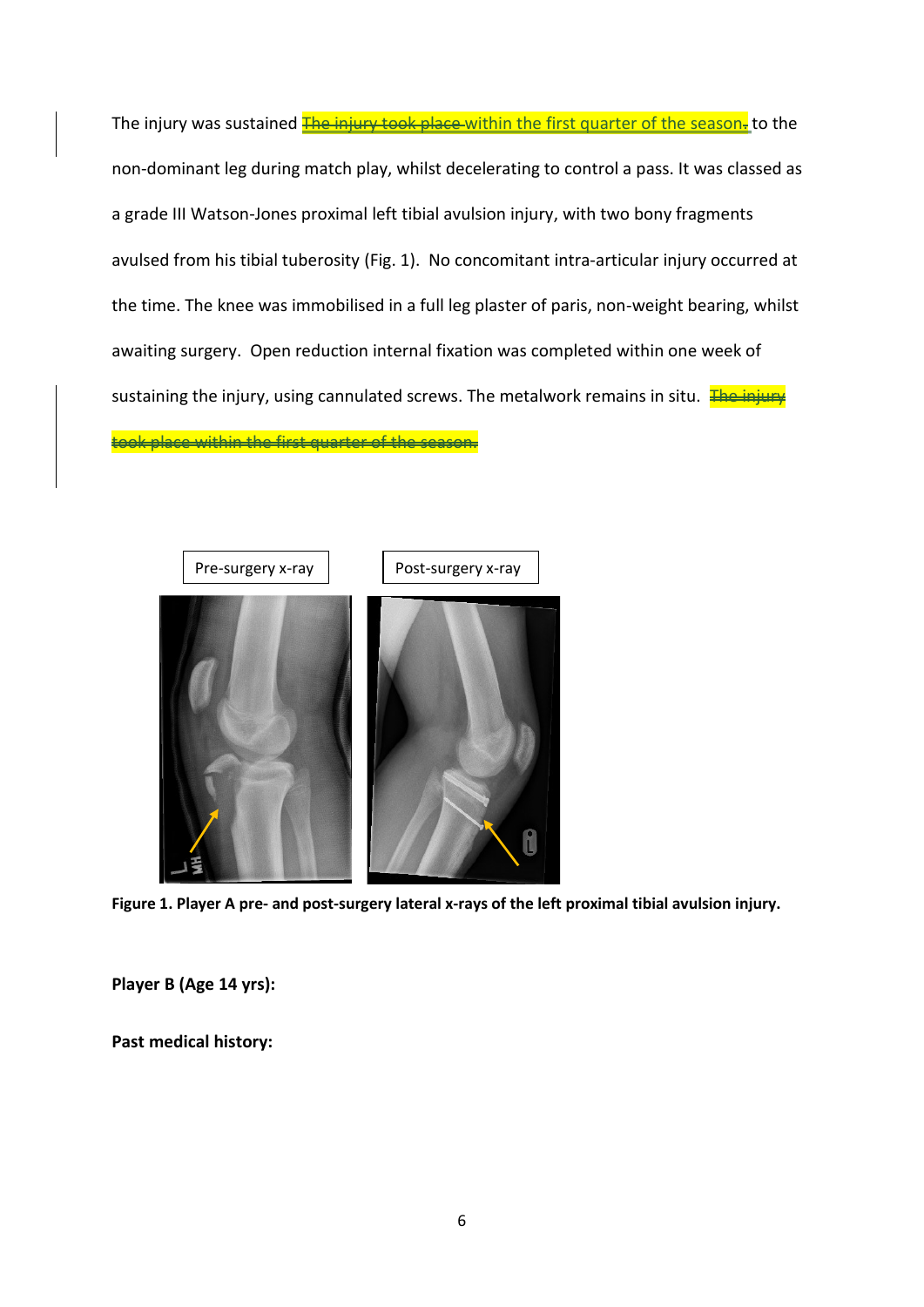The injury was sustained ~~The injury took place~~ within the first quarter of the season~~.~~ to the non-dominant leg during match play, whilst decelerating to control a pass. It was classed as a grade III Watson-Jones proximal left tibial avulsion injury, with two bony fragments avulsed from his tibial tuberosity (Fig. 1). No concomitant intra-articular injury occurred at the time. The knee was immobilised in a full leg plaster of paris, non-weight bearing, whilst awaiting surgery. Open reduction internal fixation was completed within one week of sustaining the injury, using cannulated screws. The metalwork remains in situ. ~~The injury took place within the first quarter of the season.~~

**Figure 1. Player A pre- and post-surgery lateral x-rays of the left proximal tibial avulsion injury.**

**Player B (Age 14 yrs):**

**Past medical history:**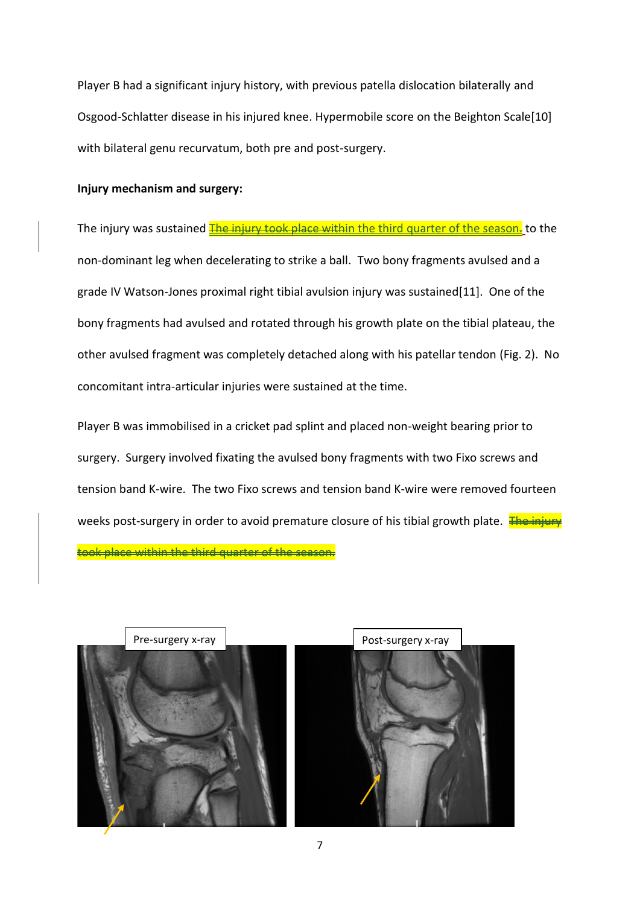Player B had a significant injury history, with previous patella dislocation bilaterally and Osgood-Schlatter disease in his injured knee. Hypermobile score on the Beighton Scale[10] with bilateral genu recurvatum, both pre and post-surgery.

**Injury mechanism and surgery:**

The injury was sustained ~~The injury took place~~ within the third quarter of the season. to the non-dominant leg when decelerating to strike a ball. Two bony fragments avulsed and a grade IV Watson-Jones proximal right tibial avulsion injury was sustained[11]. One of the bony fragments had avulsed and rotated through his growth plate on the tibial plateau, the other avulsed fragment was completely detached along with his patellar tendon (Fig. 2). No concomitant intra-articular injuries were sustained at the time.

Player B was immobilised in a cricket pad splint and placed non-weight bearing prior to surgery. Surgery involved fixating the avulsed bony fragments with two Fixo screws and tension band K-wire. The two Fixo screws and tension band K-wire were removed fourteen weeks post-surgery in order to avoid premature closure of his tibial growth plate. ~~The injury took place within the third quarter of the season.~~

Pre-surgery x-ray

Post-surgery x-ray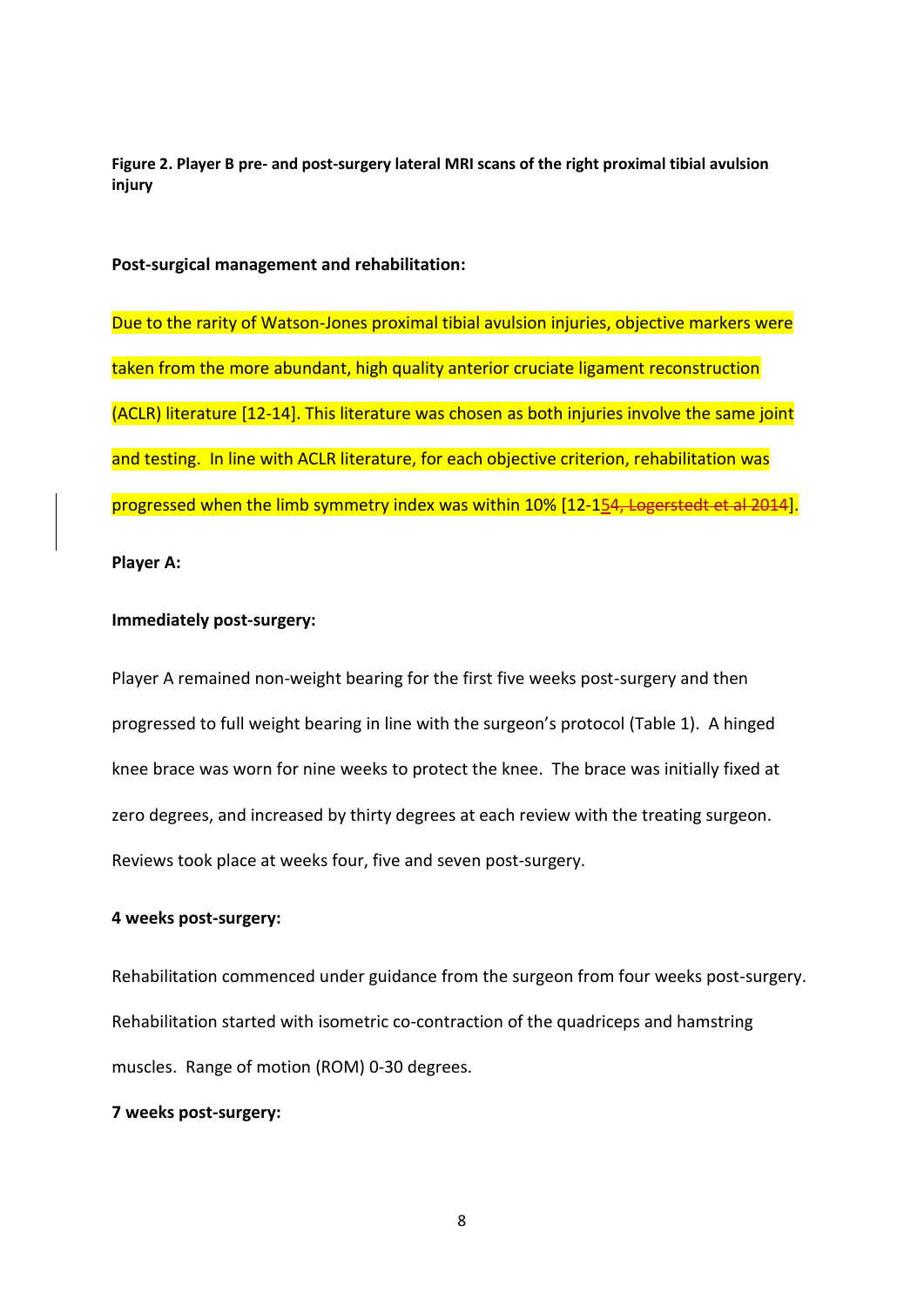**Figure 2. Player B pre- and post-surgery lateral MRI scans of the right proximal tibial avulsion injury**

**Post-surgical management and rehabilitation:**

Due to the rarity of Watson-Jones proximal tibial avulsion injuries, objective markers were taken from the more abundant, high quality anterior cruciate ligament reconstruction (ACLR) literature [12-14]. This literature was chosen as both injuries involve the same joint and testing. In line with ACLR literature, for each objective criterion, rehabilitation was progressed when the limb symmetry index was within 10% [12-15~~4, Logerstedt et al 2014~~].

**Player A:**

**Immediately post-surgery:**

Player A remained non-weight bearing for the first five weeks post-surgery and then progressed to full weight bearing in line with the surgeon's protocol (Table 1). A hinged knee brace was worn for nine weeks to protect the knee. The brace was initially fixed at zero degrees, and increased by thirty degrees at each review with the treating surgeon. Reviews took place at weeks four, five and seven post-surgery.

**4 weeks post-surgery:**

Rehabilitation commenced under guidance from the surgeon from four weeks post-surgery. Rehabilitation started with isometric co-contraction of the quadriceps and hamstring muscles. Range of motion (ROM) 0-30 degrees.

**7 weeks post-surgery:**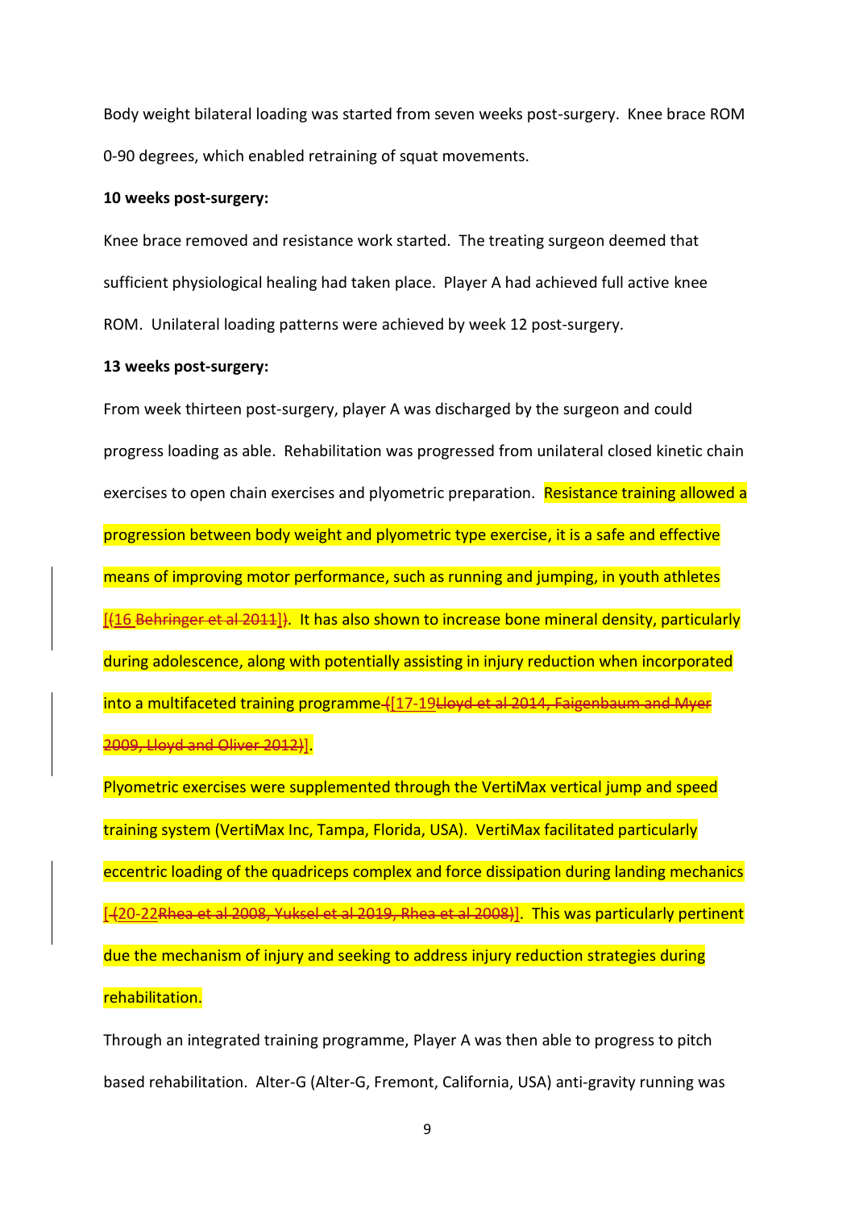Body weight bilateral loading was started from seven weeks post-surgery. Knee brace ROM 0-90 degrees, which enabled retraining of squat movements.

**10 weeks post-surgery:**

Knee brace removed and resistance work started. The treating surgeon deemed that sufficient physiological healing had taken place. Player A had achieved full active knee ROM. Unilateral loading patterns were achieved by week 12 post-surgery.

**13 weeks post-surgery:**

From week thirteen post-surgery, player A was discharged by the surgeon and could progress loading as able. Rehabilitation was progressed from unilateral closed kinetic chain exercises to open chain exercises and plyometric preparation. Resistance training allowed a progression between body weight and plyometric type exercise, it is a safe and effective means of improving motor performance, such as running and jumping, in youth athletes [~~(~~16 ~~Behringer et al 2011~~]~~)~~. It has also shown to increase bone mineral density, particularly during adolescence, along with potentially assisting in injury reduction when incorporated into a multifaceted training programme ~~(~~[17-19~~Lloyd et al 2014, Faigenbaum and Myer 2009, Lloyd and Oliver 2012)~~].

Plyometric exercises were supplemented through the VertiMax vertical jump and speed training system (VertiMax Inc, Tampa, Florida, USA). VertiMax facilitated particularly eccentric loading of the quadriceps complex and force dissipation during landing mechanics [~~(~~20-22~~Rhea et al 2008, Yuksel et al 2019, Rhea et al 2008)~~]. This was particularly pertinent due the mechanism of injury and seeking to address injury reduction strategies during rehabilitation.

Through an integrated training programme, Player A was then able to progress to pitch based rehabilitation. Alter-G (Alter-G, Fremont, California, USA) anti-gravity running was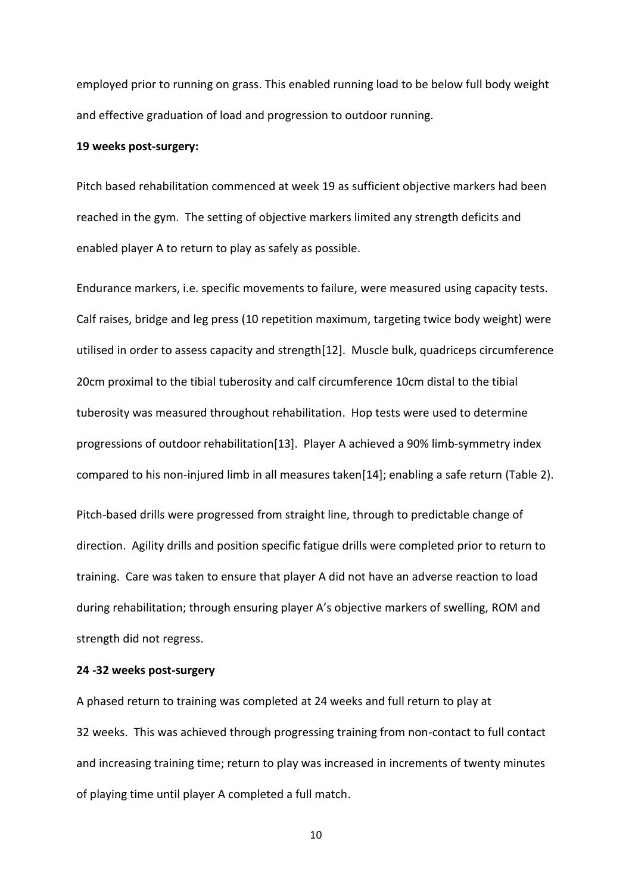employed prior to running on grass. This enabled running load to be below full body weight and effective graduation of load and progression to outdoor running.

**19 weeks post-surgery:**

Pitch based rehabilitation commenced at week 19 as sufficient objective markers had been reached in the gym. The setting of objective markers limited any strength deficits and enabled player A to return to play as safely as possible.

Endurance markers, i.e. specific movements to failure, were measured using capacity tests. Calf raises, bridge and leg press (10 repetition maximum, targeting twice body weight) were utilised in order to assess capacity and strength[12]. Muscle bulk, quadriceps circumference 20cm proximal to the tibial tuberosity and calf circumference 10cm distal to the tibial tuberosity was measured throughout rehabilitation. Hop tests were used to determine progressions of outdoor rehabilitation[13]. Player A achieved a 90% limb-symmetry index compared to his non-injured limb in all measures taken[14]; enabling a safe return (Table 2).

Pitch-based drills were progressed from straight line, through to predictable change of direction. Agility drills and position specific fatigue drills were completed prior to return to training. Care was taken to ensure that player A did not have an adverse reaction to load during rehabilitation; through ensuring player A's objective markers of swelling, ROM and strength did not regress.

**24 -32 weeks post-surgery**

A phased return to training was completed at 24 weeks and full return to play at 32 weeks. This was achieved through progressing training from non-contact to full contact and increasing training time; return to play was increased in increments of twenty minutes of playing time until player A completed a full match.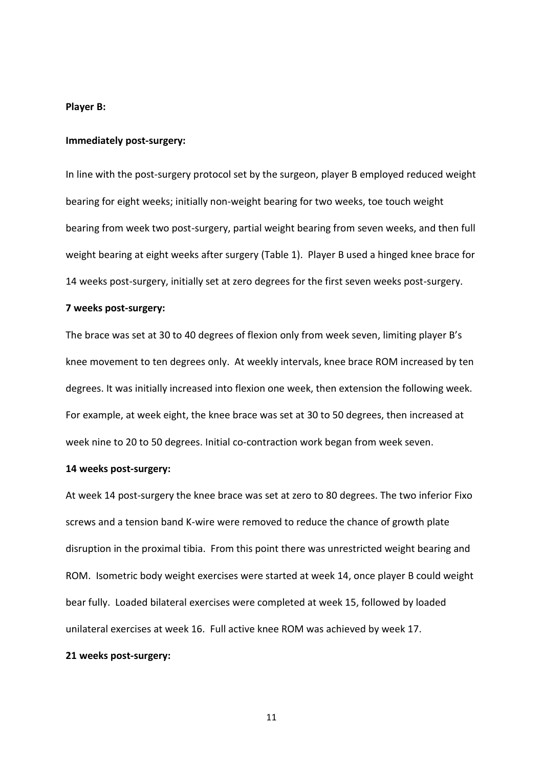**Player B:**

**Immediately post-surgery:**

In line with the post-surgery protocol set by the surgeon, player B employed reduced weight bearing for eight weeks; initially non-weight bearing for two weeks, toe touch weight bearing from week two post-surgery, partial weight bearing from seven weeks, and then full weight bearing at eight weeks after surgery (Table 1). Player B used a hinged knee brace for 14 weeks post-surgery, initially set at zero degrees for the first seven weeks post-surgery.

**7 weeks post-surgery:**

The brace was set at 30 to 40 degrees of flexion only from week seven, limiting player B's knee movement to ten degrees only. At weekly intervals, knee brace ROM increased by ten degrees. It was initially increased into flexion one week, then extension the following week. For example, at week eight, the knee brace was set at 30 to 50 degrees, then increased at week nine to 20 to 50 degrees. Initial co-contraction work began from week seven.

**14 weeks post-surgery:**

At week 14 post-surgery the knee brace was set at zero to 80 degrees. The two inferior Fixo screws and a tension band K-wire were removed to reduce the chance of growth plate disruption in the proximal tibia. From this point there was unrestricted weight bearing and ROM. Isometric body weight exercises were started at week 14, once player B could weight bear fully. Loaded bilateral exercises were completed at week 15, followed by loaded unilateral exercises at week 16. Full active knee ROM was achieved by week 17.

**21 weeks post-surgery:**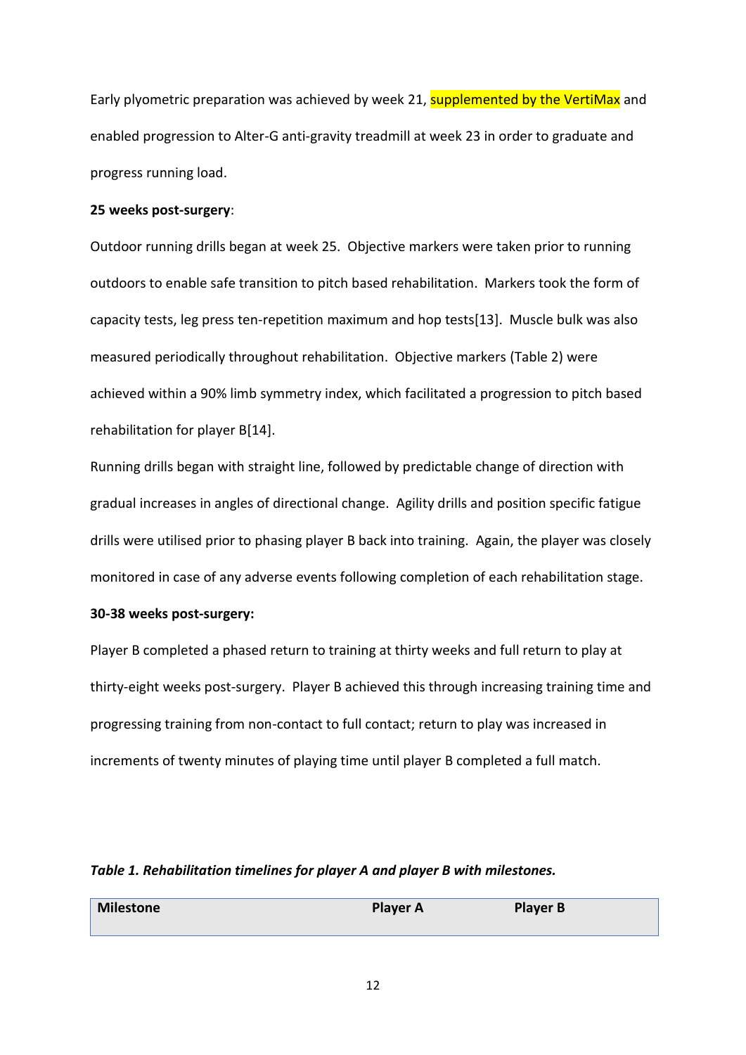Early plyometric preparation was achieved by week 21, supplemented by the VertiMax and enabled progression to Alter-G anti-gravity treadmill at week 23 in order to graduate and progress running load.

**25 weeks post-surgery**:

Outdoor running drills began at week 25. Objective markers were taken prior to running outdoors to enable safe transition to pitch based rehabilitation. Markers took the form of capacity tests, leg press ten-repetition maximum and hop tests[13]. Muscle bulk was also measured periodically throughout rehabilitation. Objective markers (Table 2) were achieved within a 90% limb symmetry index, which facilitated a progression to pitch based rehabilitation for player B[14].

Running drills began with straight line, followed by predictable change of direction with gradual increases in angles of directional change. Agility drills and position specific fatigue drills were utilised prior to phasing player B back into training. Again, the player was closely monitored in case of any adverse events following completion of each rehabilitation stage.

**30-38 weeks post-surgery:**

Player B completed a phased return to training at thirty weeks and full return to play at thirty-eight weeks post-surgery. Player B achieved this through increasing training time and progressing training from non-contact to full contact; return to play was increased in increments of twenty minutes of playing time until player B completed a full match.

***Table 1. Rehabilitation timelines for player A and player B with milestones.***

| Milestone | Player A | Player B |
|---|---|---|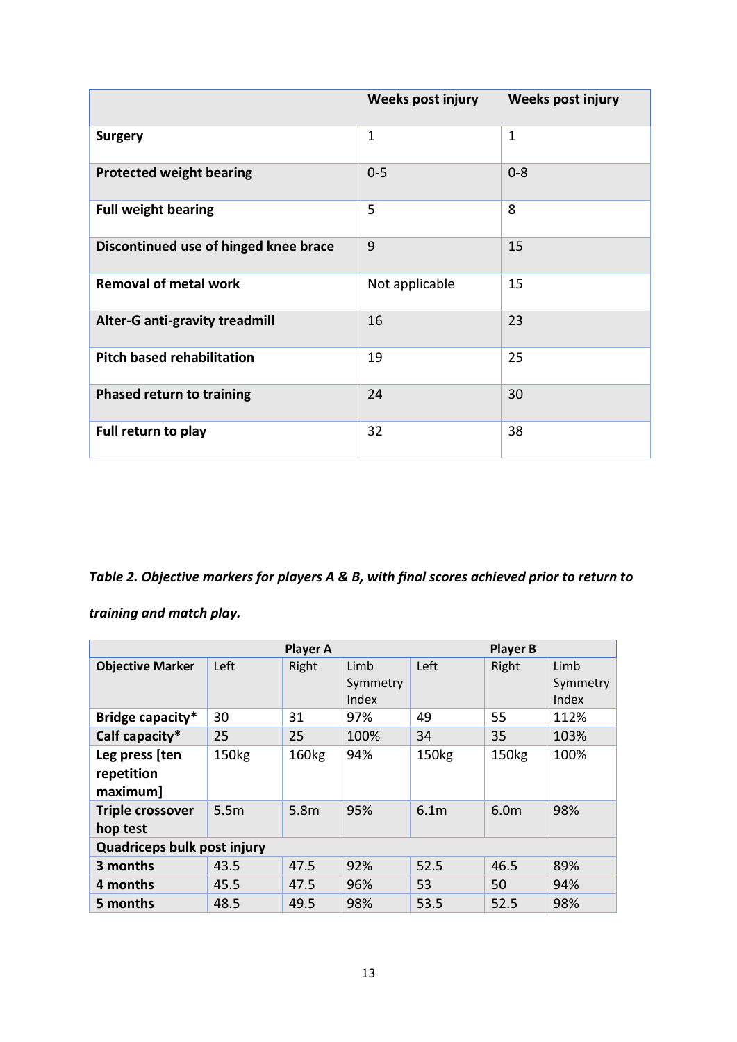| | Weeks post injury | Weeks post injury |
|---|---|---|
| **Surgery** | 1 | 1 |
| **Protected weight bearing** | 0-5 | 0-8 |
| **Full weight bearing** | 5 | 8 |
| **Discontinued use of hinged knee brace** | 9 | 15 |
| **Removal of metal work** | Not applicable | 15 |
| **Alter-G anti-gravity treadmill** | 16 | 23 |
| **Pitch based rehabilitation** | 19 | 25 |
| **Phased return to training** | 24 | 30 |
| **Full return to play** | 32 | 38 |

*Table 2. Objective markers for players A & B, with final scores achieved prior to return to training and match play.*

| | Player A | | | Player B | | |
|---|---|---|---|---|---|---|
| **Objective Marker** | Left | Right | Limb Symmetry Index | Left | Right | Limb Symmetry Index |
| **Bridge capacity*** | 30 | 31 | 97% | 49 | 55 | 112% |
| **Calf capacity*** | 25 | 25 | 100% | 34 | 35 | 103% |
| **Leg press [ten repetition maximum]** | 150kg | 160kg | 94% | 150kg | 150kg | 100% |
| **Triple crossover hop test** | 5.5m | 5.8m | 95% | 6.1m | 6.0m | 98% |
| **Quadriceps bulk post injury** | | | | | | |
| **3 months** | 43.5 | 47.5 | 92% | 52.5 | 46.5 | 89% |
| **4 months** | 45.5 | 47.5 | 96% | 53 | 50 | 94% |
| **5 months** | 48.5 | 49.5 | 98% | 53.5 | 52.5 | 98% |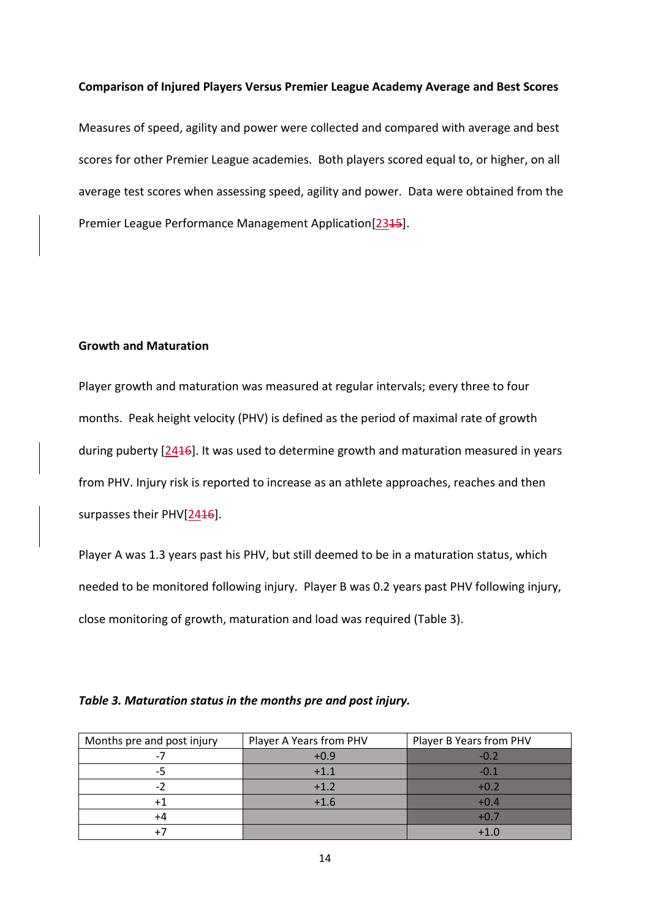**Comparison of Injured Players Versus Premier League Academy Average and Best Scores**

Measures of speed, agility and power were collected and compared with average and best scores for other Premier League academies. Both players scored equal to, or higher, on all average test scores when assessing speed, agility and power. Data were obtained from the Premier League Performance Management Application[2315].

**Growth and Maturation**

Player growth and maturation was measured at regular intervals; every three to four months. Peak height velocity (PHV) is defined as the period of maximal rate of growth during puberty [2416]. It was used to determine growth and maturation measured in years from PHV. Injury risk is reported to increase as an athlete approaches, reaches and then surpasses their PHV[2416].

Player A was 1.3 years past his PHV, but still deemed to be in a maturation status, which needed to be monitored following injury. Player B was 0.2 years past PHV following injury, close monitoring of growth, maturation and load was required (Table 3).

***Table 3. Maturation status in the months pre and post injury.***

| Months pre and post injury | Player A Years from PHV | Player B Years from PHV |
|---|---|---|
| -7 | +0.9 | -0.2 |
| -5 | +1.1 | -0.1 |
| -2 | +1.2 | +0.2 |
| +1 | +1.6 | +0.4 |
| +4 | | +0.7 |
| +7 | | +1.0 |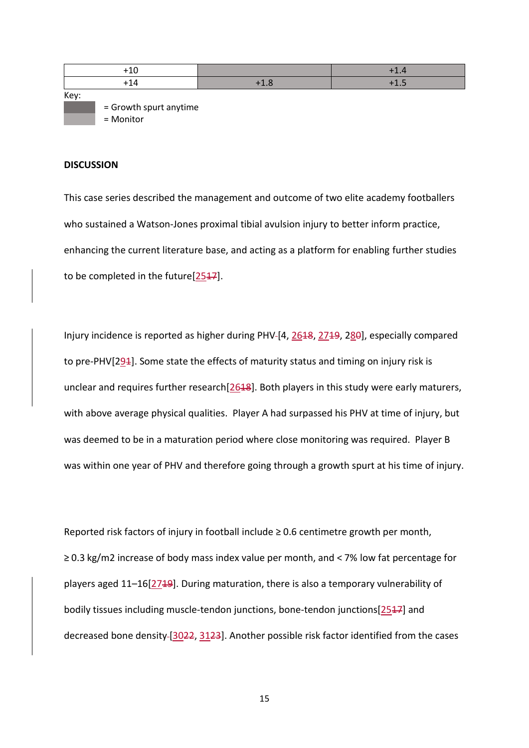| | | |
|---|---|---|
| +10 | | +1.4 |
| +14 | +1.8 | +1.5 |

Key:

= Growth spurt anytime

= Monitor

**DISCUSSION**

This case series described the management and outcome of two elite academy footballers who sustained a Watson-Jones proximal tibial avulsion injury to better inform practice, enhancing the current literature base, and acting as a platform for enabling further studies to be completed in the future[25~~17~~].

Injury incidence is reported as higher during PHV~~ ~~[4, 26~~18~~, 27~~19~~, 28~~0~~], especially compared to pre-PHV[29~~1~~]. Some state the effects of maturity status and timing on injury risk is unclear and requires further research[26~~18~~]. Both players in this study were early maturers, with above average physical qualities. Player A had surpassed his PHV at time of injury, but was deemed to be in a maturation period where close monitoring was required. Player B was within one year of PHV and therefore going through a growth spurt at his time of injury.

Reported risk factors of injury in football include ≥ 0.6 centimetre growth per month, ≥ 0.3 kg/m2 increase of body mass index value per month, and < 7% low fat percentage for players aged 11–16[27~~19~~]. During maturation, there is also a temporary vulnerability of bodily tissues including muscle-tendon junctions, bone-tendon junctions[25~~17~~] and decreased bone density~~ ~~[30~~22~~, 31~~23~~]. Another possible risk factor identified from the cases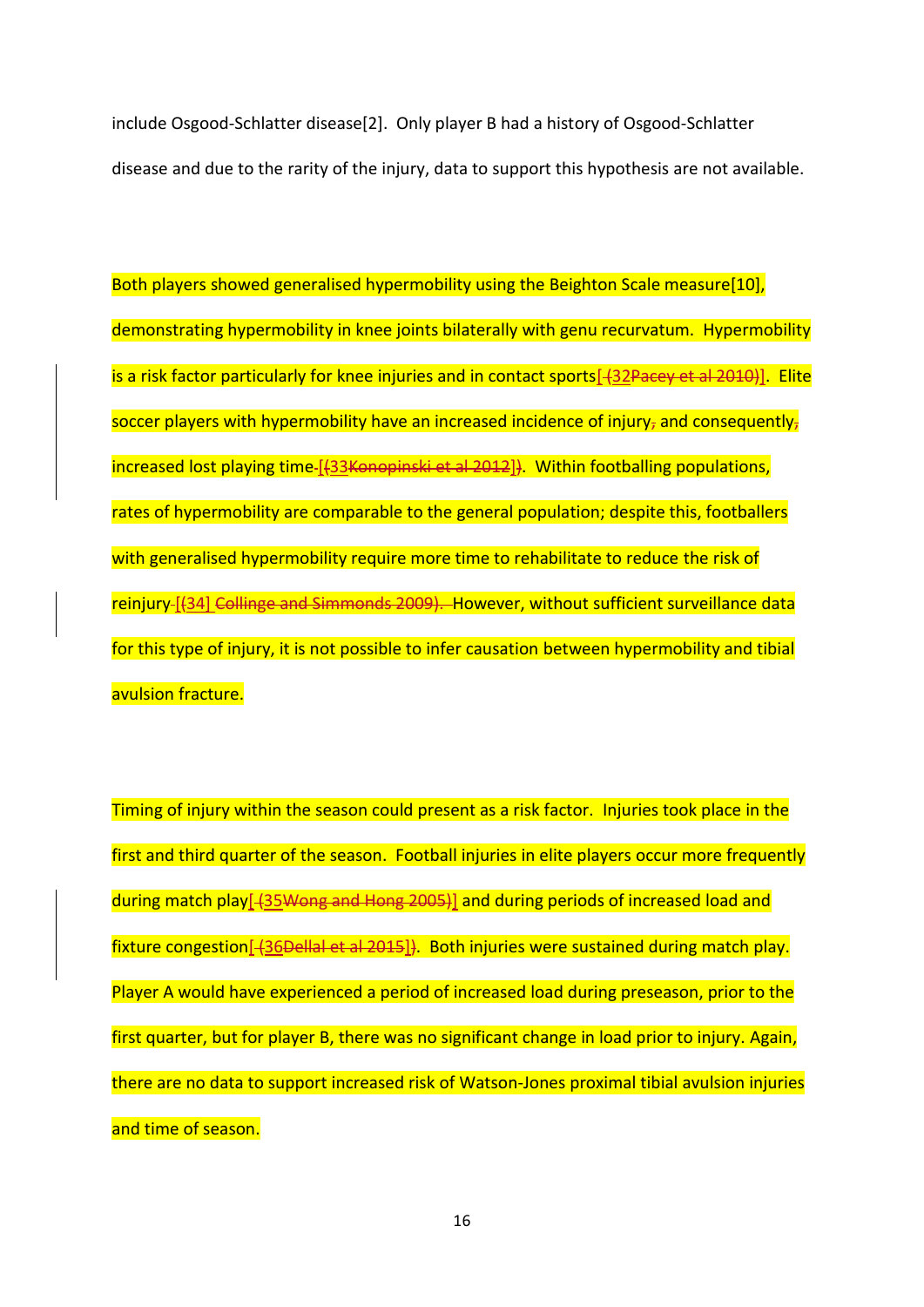include Osgood-Schlatter disease[2]. Only player B had a history of Osgood-Schlatter disease and due to the rarity of the injury, data to support this hypothesis are not available.

Both players showed generalised hypermobility using the Beighton Scale measure[10], demonstrating hypermobility in knee joints bilaterally with genu recurvatum. Hypermobility is a risk factor particularly for knee injuries and in contact sports[~~(~~32~~Pacey et al 2010)~~]. Elite soccer players with hypermobility have an increased incidence of injury~~,~~ and consequently~~,~~ increased lost playing time~~ ~~[~~(~~33~~Konopinski et al 2012~~]~~)~~. Within footballing populations, rates of hypermobility are comparable to the general population; despite this, footballers with generalised hypermobility require more time to rehabilitate to reduce the risk of reinjury~~ ~~[~~(~~34] ~~Collinge and Simmonds 2009).~~ However, without sufficient surveillance data for this type of injury, it is not possible to infer causation between hypermobility and tibial avulsion fracture.

Timing of injury within the season could present as a risk factor. Injuries took place in the first and third quarter of the season. Football injuries in elite players occur more frequently during match play[~~(~~35~~Wong and Hong 2005)~~] and during periods of increased load and fixture congestion[~~(~~36~~Dellal et al 2015~~]~~)~~. Both injuries were sustained during match play. Player A would have experienced a period of increased load during preseason, prior to the first quarter, but for player B, there was no significant change in load prior to injury. Again, there are no data to support increased risk of Watson-Jones proximal tibial avulsion injuries and time of season.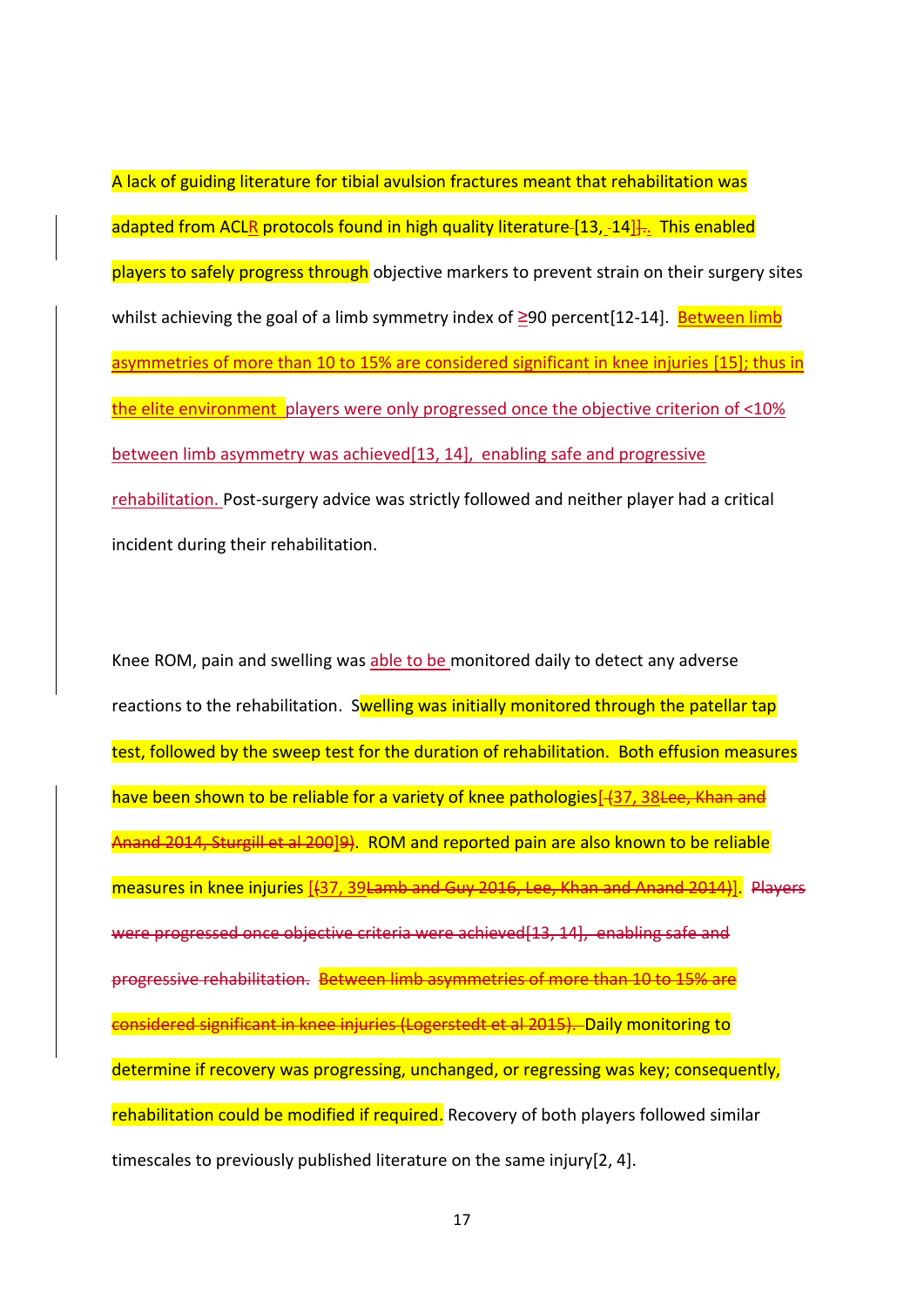A lack of guiding literature for tibial avulsion fractures meant that rehabilitation was adapted from ACLR protocols found in high quality literature [13, 14]. This enabled players to safely progress through objective markers to prevent strain on their surgery sites whilst achieving the goal of a limb symmetry index of ≥90 percent[12-14]. Between limb asymmetries of more than 10 to 15% are considered significant in knee injuries [15]; thus in the elite environment players were only progressed once the objective criterion of <10% between limb asymmetry was achieved[13, 14], enabling safe and progressive rehabilitation. Post-surgery advice was strictly followed and neither player had a critical incident during their rehabilitation.

Knee ROM, pain and swelling was able to be monitored daily to detect any adverse reactions to the rehabilitation. Swelling was initially monitored through the patellar tap test, followed by the sweep test for the duration of rehabilitation. Both effusion measures have been shown to be reliable for a variety of knee pathologies[~~(~~37, 38~~Lee, Khan and Anand 2014, Sturgill et al 200~~]~~9)~~. ROM and reported pain are also known to be reliable measures in knee injuries [~~(~~37, 39~~Lamb and Guy 2016, Lee, Khan and Anand 2014)~~]. ~~Players were progressed once objective criteria were achieved[13, 14], enabling safe and progressive rehabilitation.~~ ~~Between limb asymmetries of more than 10 to 15% are considered significant in knee injuries (Logerstedt et al 2015).~~ Daily monitoring to determine if recovery was progressing, unchanged, or regressing was key; consequently, rehabilitation could be modified if required. Recovery of both players followed similar timescales to previously published literature on the same injury[2, 4].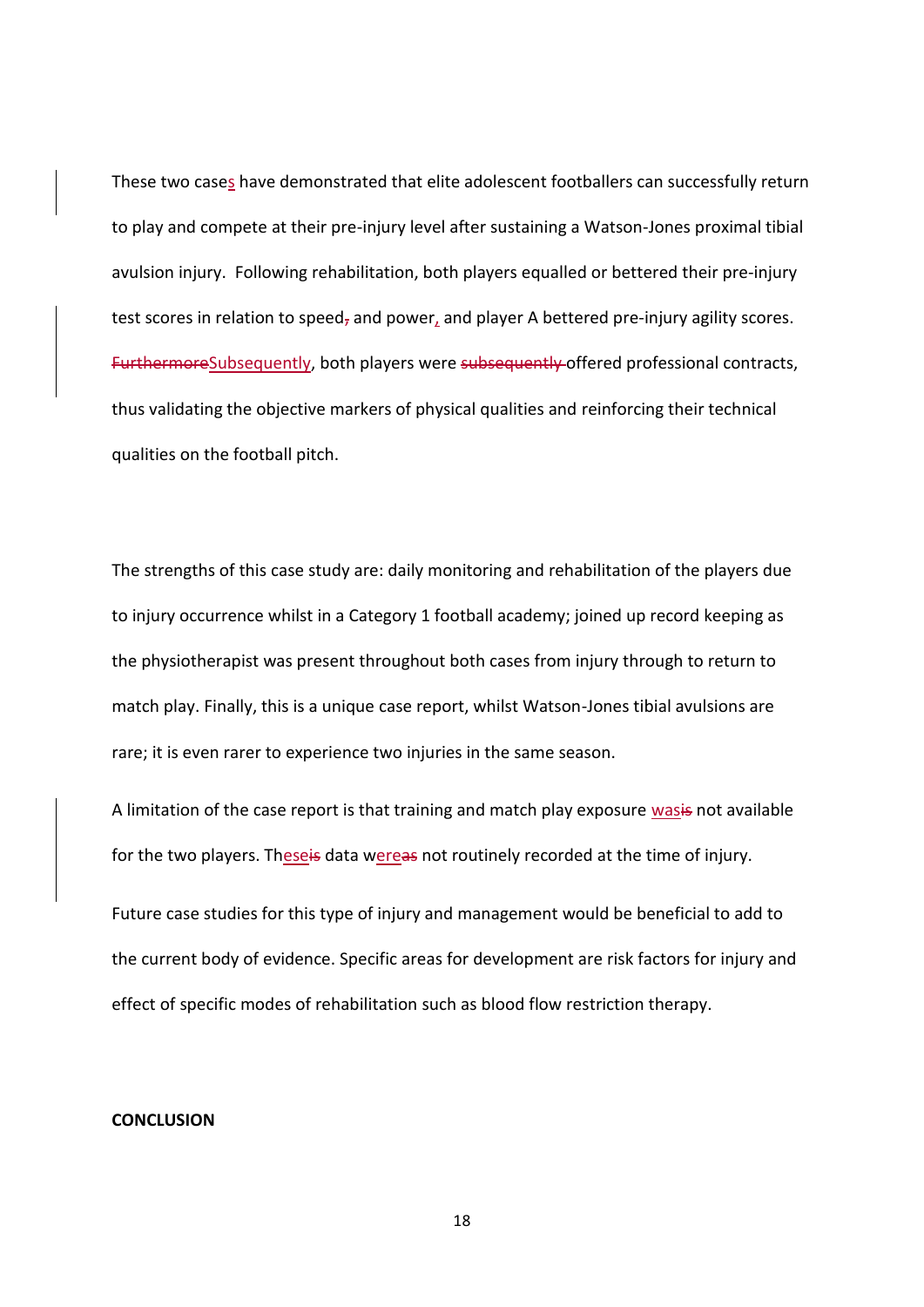These two cases have demonstrated that elite adolescent footballers can successfully return to play and compete at their pre-injury level after sustaining a Watson-Jones proximal tibial avulsion injury. Following rehabilitation, both players equalled or bettered their pre-injury test scores in relation to speed and power, and player A bettered pre-injury agility scores. Subsequently, both players were offered professional contracts, thus validating the objective markers of physical qualities and reinforcing their technical qualities on the football pitch.

The strengths of this case study are: daily monitoring and rehabilitation of the players due to injury occurrence whilst in a Category 1 football academy; joined up record keeping as the physiotherapist was present throughout both cases from injury through to return to match play. Finally, this is a unique case report, whilst Watson-Jones tibial avulsions are rare; it is even rarer to experience two injuries in the same season.

A limitation of the case report is that training and match play exposure was not available for the two players. These data were not routinely recorded at the time of injury.

Future case studies for this type of injury and management would be beneficial to add to the current body of evidence. Specific areas for development are risk factors for injury and effect of specific modes of rehabilitation such as blood flow restriction therapy.

**CONCLUSION**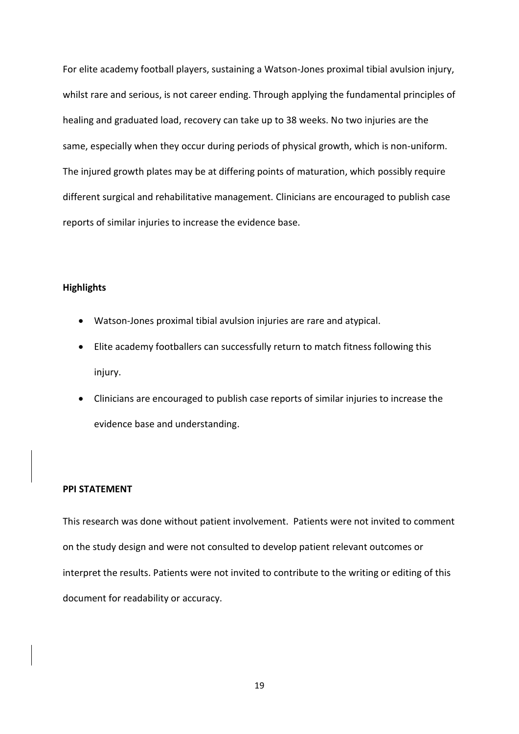For elite academy football players, sustaining a Watson-Jones proximal tibial avulsion injury, whilst rare and serious, is not career ending. Through applying the fundamental principles of healing and graduated load, recovery can take up to 38 weeks. No two injuries are the same, especially when they occur during periods of physical growth, which is non-uniform. The injured growth plates may be at differing points of maturation, which possibly require different surgical and rehabilitative management. Clinicians are encouraged to publish case reports of similar injuries to increase the evidence base.

**Highlights**

- Watson-Jones proximal tibial avulsion injuries are rare and atypical.
- Elite academy footballers can successfully return to match fitness following this injury.
- Clinicians are encouraged to publish case reports of similar injuries to increase the evidence base and understanding.

**PPI STATEMENT**

This research was done without patient involvement. Patients were not invited to comment on the study design and were not consulted to develop patient relevant outcomes or interpret the results. Patients were not invited to contribute to the writing or editing of this document for readability or accuracy.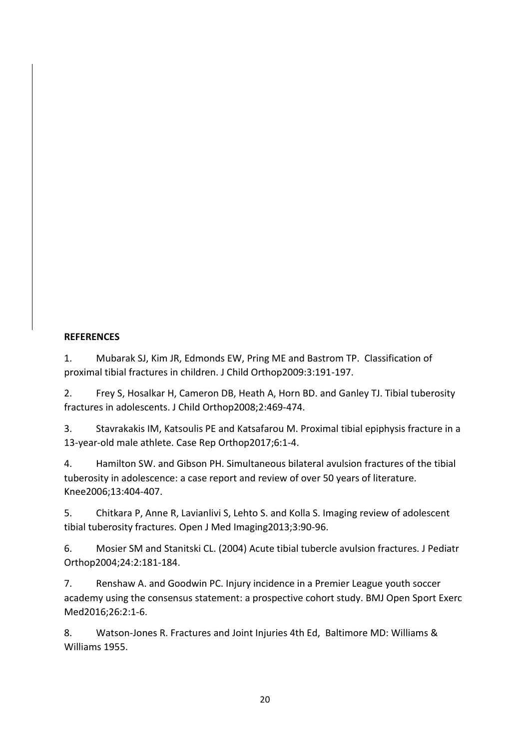**REFERENCES**

1. Mubarak SJ, Kim JR, Edmonds EW, Pring ME and Bastrom TP. Classification of proximal tibial fractures in children. J Child Orthop2009:3:191-197.

2. Frey S, Hosalkar H, Cameron DB, Heath A, Horn BD. and Ganley TJ. Tibial tuberosity fractures in adolescents. J Child Orthop2008;2:469-474.

3. Stavrakakis IM, Katsoulis PE and Katsafarou M. Proximal tibial epiphysis fracture in a 13-year-old male athlete. Case Rep Orthop2017;6:1-4.

4. Hamilton SW. and Gibson PH. Simultaneous bilateral avulsion fractures of the tibial tuberosity in adolescence: a case report and review of over 50 years of literature. Knee2006;13:404-407.

5. Chitkara P, Anne R, Lavianlivi S, Lehto S. and Kolla S. Imaging review of adolescent tibial tuberosity fractures. Open J Med Imaging2013;3:90-96.

6. Mosier SM and Stanitski CL. (2004) Acute tibial tubercle avulsion fractures. J Pediatr Orthop2004;24:2:181-184.

7. Renshaw A. and Goodwin PC. Injury incidence in a Premier League youth soccer academy using the consensus statement: a prospective cohort study. BMJ Open Sport Exerc Med2016;26:2:1-6.

8. Watson-Jones R. Fractures and Joint Injuries 4th Ed, Baltimore MD: Williams & Williams 1955.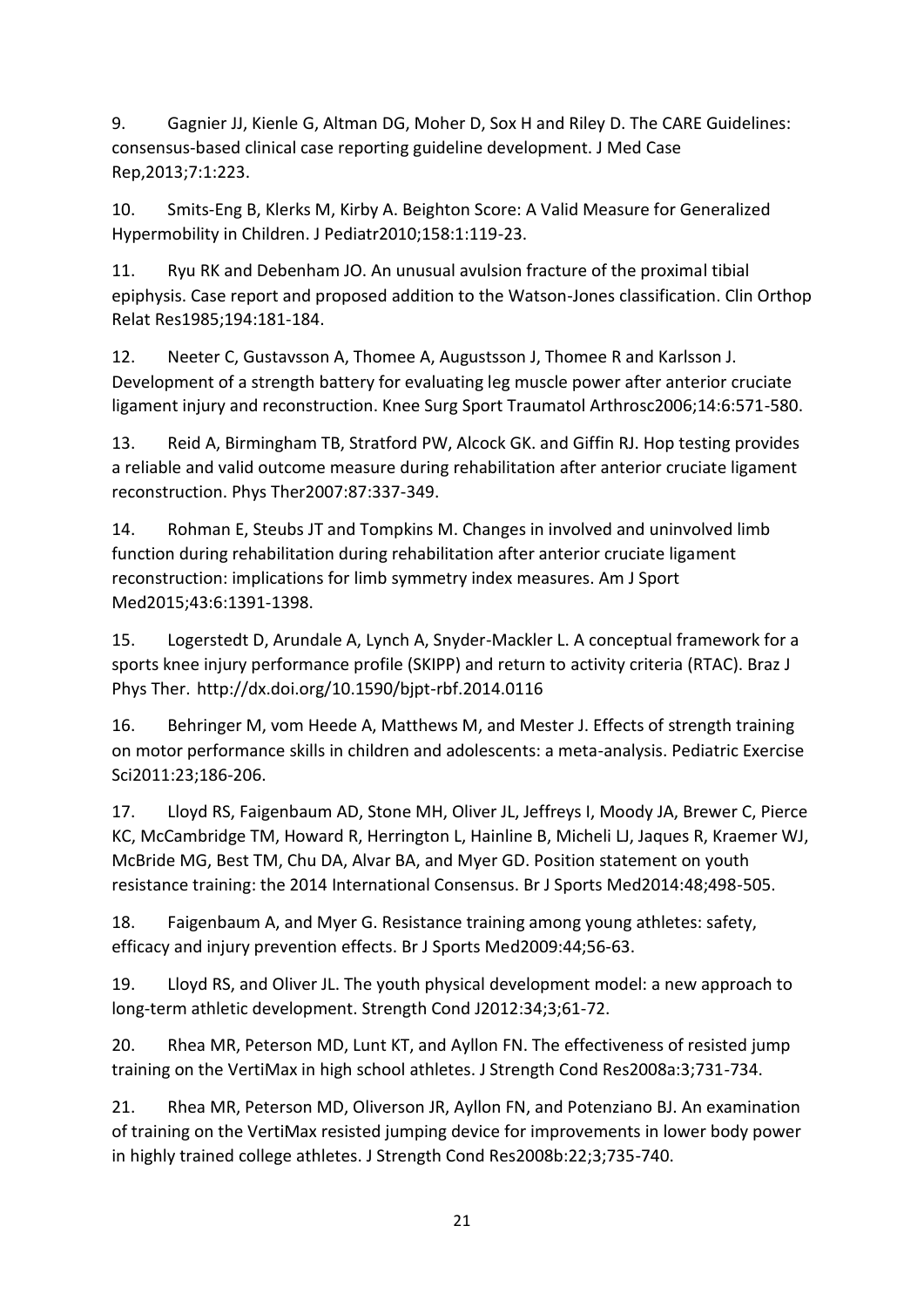9. Gagnier JJ, Kienle G, Altman DG, Moher D, Sox H and Riley D. The CARE Guidelines: consensus-based clinical case reporting guideline development. J Med Case Rep,2013;7:1:223.

10. Smits-Eng B, Klerks M, Kirby A. Beighton Score: A Valid Measure for Generalized Hypermobility in Children. J Pediatr2010;158:1:119-23.

11. Ryu RK and Debenham JO. An unusual avulsion fracture of the proximal tibial epiphysis. Case report and proposed addition to the Watson-Jones classification. Clin Orthop Relat Res1985;194:181-184.

12. Neeter C, Gustavsson A, Thomee A, Augustsson J, Thomee R and Karlsson J. Development of a strength battery for evaluating leg muscle power after anterior cruciate ligament injury and reconstruction. Knee Surg Sport Traumatol Arthrosc2006;14:6:571-580.

13. Reid A, Birmingham TB, Stratford PW, Alcock GK. and Giffin RJ. Hop testing provides a reliable and valid outcome measure during rehabilitation after anterior cruciate ligament reconstruction. Phys Ther2007:87:337-349.

14. Rohman E, Steubs JT and Tompkins M. Changes in involved and uninvolved limb function during rehabilitation during rehabilitation after anterior cruciate ligament reconstruction: implications for limb symmetry index measures. Am J Sport Med2015;43:6:1391-1398.

15. Logerstedt D, Arundale A, Lynch A, Snyder-Mackler L. A conceptual framework for a sports knee injury performance profile (SKIPP) and return to activity criteria (RTAC). Braz J Phys Ther. http://dx.doi.org/10.1590/bjpt-rbf.2014.0116

16. Behringer M, vom Heede A, Matthews M, and Mester J. Effects of strength training on motor performance skills in children and adolescents: a meta-analysis. Pediatric Exercise Sci2011:23;186-206.

17. Lloyd RS, Faigenbaum AD, Stone MH, Oliver JL, Jeffreys I, Moody JA, Brewer C, Pierce KC, McCambridge TM, Howard R, Herrington L, Hainline B, Micheli LJ, Jaques R, Kraemer WJ, McBride MG, Best TM, Chu DA, Alvar BA, and Myer GD. Position statement on youth resistance training: the 2014 International Consensus. Br J Sports Med2014:48;498-505.

18. Faigenbaum A, and Myer G. Resistance training among young athletes: safety, efficacy and injury prevention effects. Br J Sports Med2009:44;56-63.

19. Lloyd RS, and Oliver JL. The youth physical development model: a new approach to long-term athletic development. Strength Cond J2012:34;3;61-72.

20. Rhea MR, Peterson MD, Lunt KT, and Ayllon FN. The effectiveness of resisted jump training on the VertiMax in high school athletes. J Strength Cond Res2008a:3;731-734.

21. Rhea MR, Peterson MD, Oliverson JR, Ayllon FN, and Potenziano BJ. An examination of training on the VertiMax resisted jumping device for improvements in lower body power in highly trained college athletes. J Strength Cond Res2008b:22;3;735-740.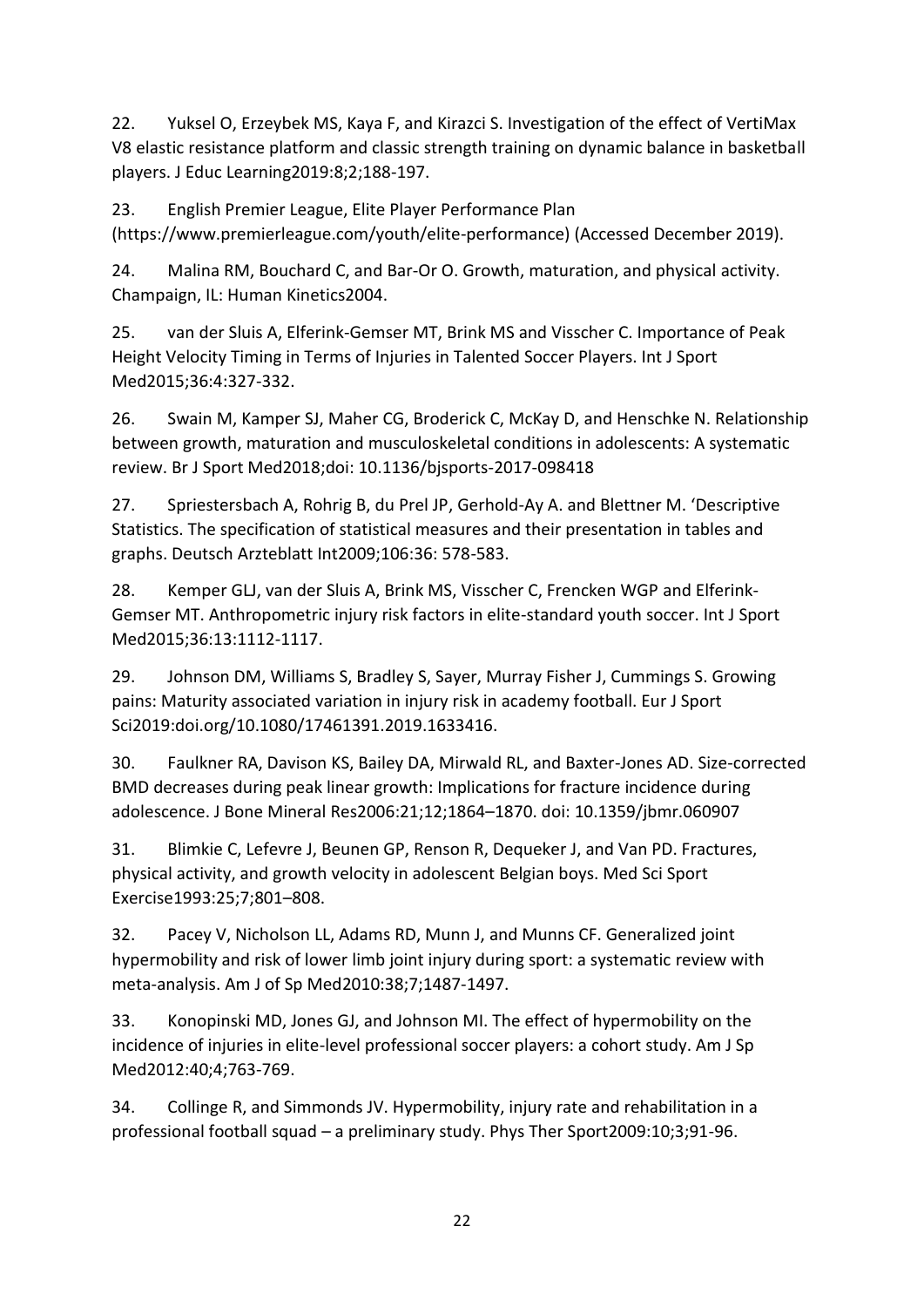22. Yuksel O, Erzeybek MS, Kaya F, and Kirazci S. Investigation of the effect of VertiMax V8 elastic resistance platform and classic strength training on dynamic balance in basketball players. J Educ Learning2019:8;2;188-197.

23. English Premier League, Elite Player Performance Plan (https://www.premierleague.com/youth/elite-performance) (Accessed December 2019).

24. Malina RM, Bouchard C, and Bar-Or O. Growth, maturation, and physical activity. Champaign, IL: Human Kinetics2004.

25. van der Sluis A, Elferink-Gemser MT, Brink MS and Visscher C. Importance of Peak Height Velocity Timing in Terms of Injuries in Talented Soccer Players. Int J Sport Med2015;36:4:327-332.

26. Swain M, Kamper SJ, Maher CG, Broderick C, McKay D, and Henschke N. Relationship between growth, maturation and musculoskeletal conditions in adolescents: A systematic review. Br J Sport Med2018;doi: 10.1136/bjsports-2017-098418

27. Spriestersbach A, Rohrig B, du Prel JP, Gerhold-Ay A. and Blettner M. 'Descriptive Statistics. The specification of statistical measures and their presentation in tables and graphs. Deutsch Arzteblatt Int2009;106:36: 578-583.

28. Kemper GLJ, van der Sluis A, Brink MS, Visscher C, Frencken WGP and Elferink-Gemser MT. Anthropometric injury risk factors in elite-standard youth soccer. Int J Sport Med2015;36:13:1112-1117.

29. Johnson DM, Williams S, Bradley S, Sayer, Murray Fisher J, Cummings S. Growing pains: Maturity associated variation in injury risk in academy football. Eur J Sport Sci2019:doi.org/10.1080/17461391.2019.1633416.

30. Faulkner RA, Davison KS, Bailey DA, Mirwald RL, and Baxter-Jones AD. Size-corrected BMD decreases during peak linear growth: Implications for fracture incidence during adolescence. J Bone Mineral Res2006:21;12;1864–1870. doi: 10.1359/jbmr.060907

31. Blimkie C, Lefevre J, Beunen GP, Renson R, Dequeker J, and Van PD. Fractures, physical activity, and growth velocity in adolescent Belgian boys. Med Sci Sport Exercise1993:25;7;801–808.

32. Pacey V, Nicholson LL, Adams RD, Munn J, and Munns CF. Generalized joint hypermobility and risk of lower limb joint injury during sport: a systematic review with meta-analysis. Am J of Sp Med2010:38;7;1487-1497.

33. Konopinski MD, Jones GJ, and Johnson MI. The effect of hypermobility on the incidence of injuries in elite-level professional soccer players: a cohort study. Am J Sp Med2012:40;4;763-769.

34. Collinge R, and Simmonds JV. Hypermobility, injury rate and rehabilitation in a professional football squad – a preliminary study. Phys Ther Sport2009:10;3;91-96.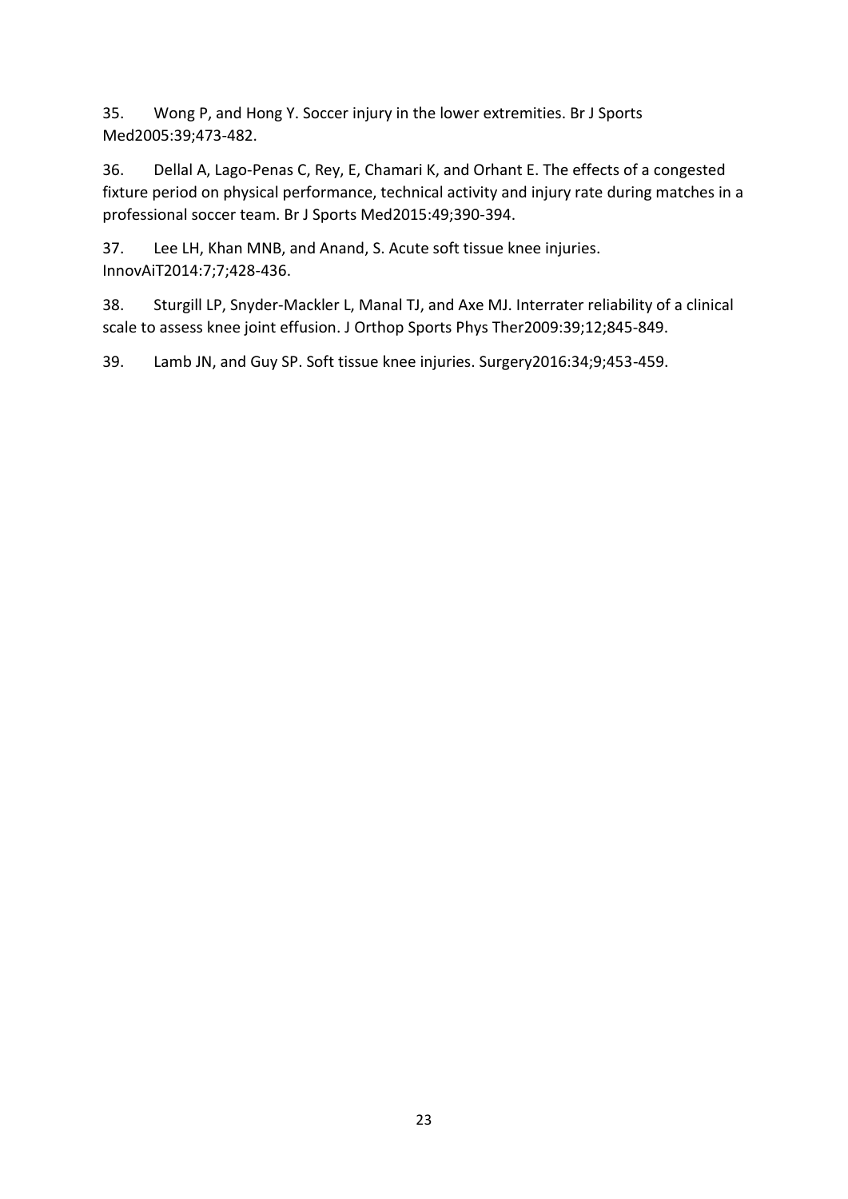35. Wong P, and Hong Y. Soccer injury in the lower extremities. Br J Sports Med2005:39;473-482.

36. Dellal A, Lago-Penas C, Rey, E, Chamari K, and Orhant E. The effects of a congested fixture period on physical performance, technical activity and injury rate during matches in a professional soccer team. Br J Sports Med2015:49;390-394.

37. Lee LH, Khan MNB, and Anand, S. Acute soft tissue knee injuries. InnovAiT2014:7;7;428-436.

38. Sturgill LP, Snyder-Mackler L, Manal TJ, and Axe MJ. Interrater reliability of a clinical scale to assess knee joint effusion. J Orthop Sports Phys Ther2009:39;12;845-849.

39. Lamb JN, and Guy SP. Soft tissue knee injuries. Surgery2016:34;9;453-459.